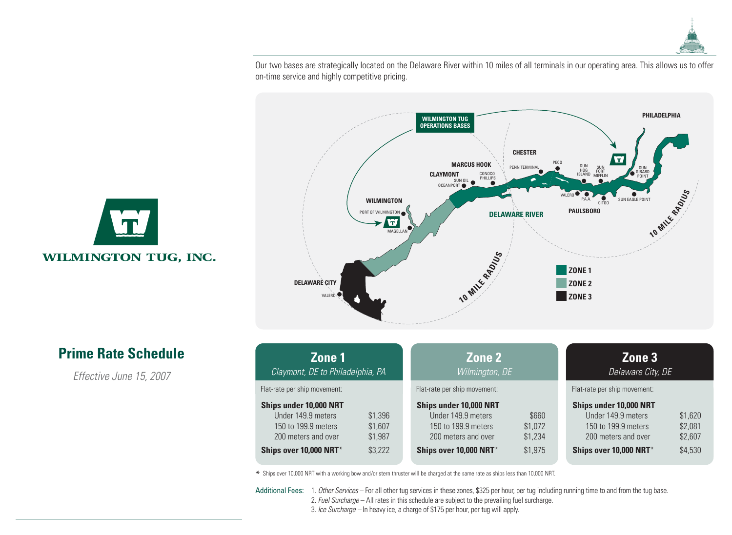WILMINGTON TUG, INC.

Our two bases are strategically located on the Delaware River within 10 miles of all terminals in our operating area. This allows us to offer on-time service and highly competitive pricing.

# Prime Rate Schedule

*Effective June 15, 2007*

## Zone 1
*Claymont, DE to Philadelphia, PA*

Flat-rate per ship movement:

| Ships under 10,000 NRT | |
|---|---|
| Under 149.9 meters | $1,396 |
| 150 to 199.9 meters | $1,607 |
| 200 meters and over | $1,987 |
| **Ships over 10,000 NRT*** | $3,222 |

## Zone 2
*Wilmington, DE*

Flat-rate per ship movement:

| Ships under 10,000 NRT | |
|---|---|
| Under 149.9 meters | $660 |
| 150 to 199.9 meters | $1,072 |
| 200 meters and over | $1,234 |
| **Ships over 10,000 NRT*** | $1,975 |

## Zone 3
*Delaware City, DE*

Flat-rate per ship movement:

| Ships under 10,000 NRT | |
|---|---|
| Under 149.9 meters | $1,620 |
| 150 to 199.9 meters | $2,081 |
| 200 meters and over | $2,607 |
| **Ships over 10,000 NRT*** | $4,530 |

* Ships over 10,000 NRT with a working bow and/or stern thruster will be charged at the same rate as ships less than 10,000 NRT.

Additional Fees:

1. *Other Services* – For all other tug services in these zones, $325 per hour, per tug including running time to and from the tug base.
2. *Fuel Surcharge* – All rates in this schedule are subject to the prevailing fuel surcharge.
3. *Ice Surcharge* – In heavy ice, a charge of $175 per hour, per tug will apply.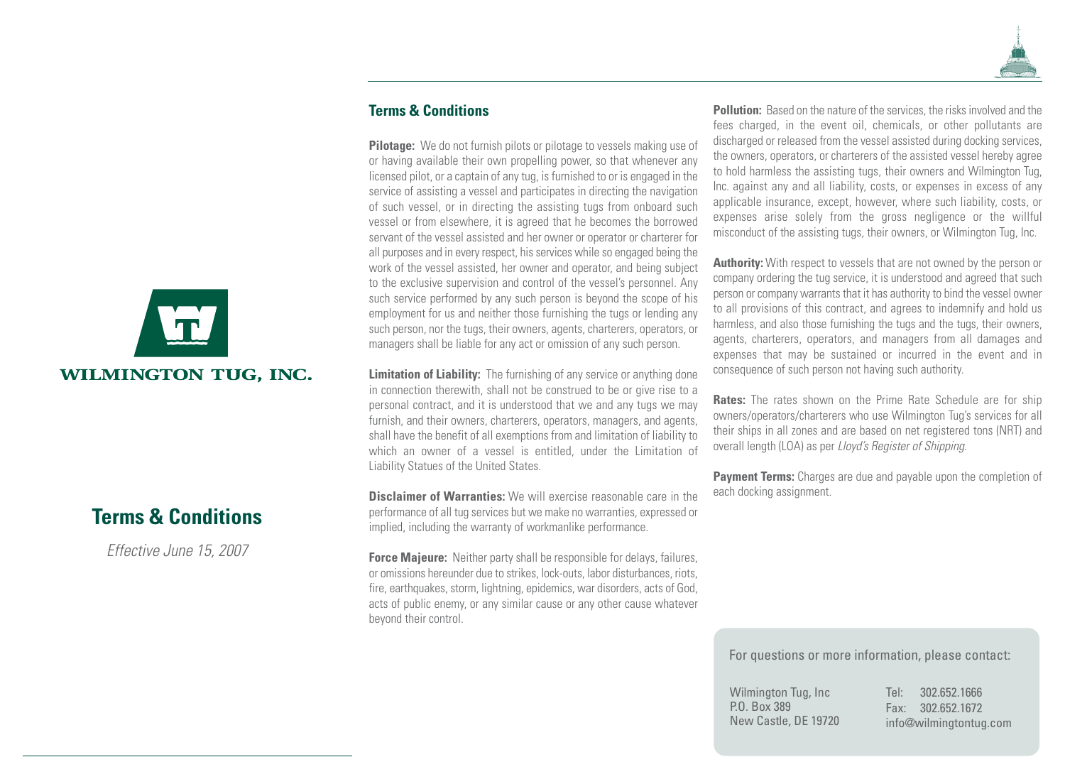WILMINGTON TUG, INC.

# Terms & Conditions

*Effective June 15, 2007*

## Terms & Conditions

**Pilotage:** We do not furnish pilots or pilotage to vessels making use of or having available their own propelling power, so that whenever any licensed pilot, or a captain of any tug, is furnished to or is engaged in the service of assisting a vessel and participates in directing the navigation of such vessel, or in directing the assisting tugs from onboard such vessel or from elsewhere, it is agreed that he becomes the borrowed servant of the vessel assisted and her owner or operator or charterer for all purposes and in every respect, his services while so engaged being the work of the vessel assisted, her owner and operator, and being subject to the exclusive supervision and control of the vessel's personnel. Any such service performed by any such person is beyond the scope of his employment for us and neither those furnishing the tugs or lending any such person, nor the tugs, their owners, agents, charterers, operators, or managers shall be liable for any act or omission of any such person.

**Limitation of Liability:** The furnishing of any service or anything done in connection therewith, shall not be construed to be or give rise to a personal contract, and it is understood that we and any tugs we may furnish, and their owners, charterers, operators, managers, and agents, shall have the benefit of all exemptions from and limitation of liability to which an owner of a vessel is entitled, under the Limitation of Liability Statues of the United States.

**Disclaimer of Warranties:** We will exercise reasonable care in the performance of all tug services but we make no warranties, expressed or implied, including the warranty of workmanlike performance.

**Force Majeure:** Neither party shall be responsible for delays, failures, or omissions hereunder due to strikes, lock-outs, labor disturbances, riots, fire, earthquakes, storm, lightning, epidemics, war disorders, acts of God, acts of public enemy, or any similar cause or any other cause whatever beyond their control.

**Pollution:** Based on the nature of the services, the risks involved and the fees charged, in the event oil, chemicals, or other pollutants are discharged or released from the vessel assisted during docking services, the owners, operators, or charterers of the assisted vessel hereby agree to hold harmless the assisting tugs, their owners and Wilmington Tug, Inc. against any and all liability, costs, or expenses in excess of any applicable insurance, except, however, where such liability, costs, or expenses arise solely from the gross negligence or the willful misconduct of the assisting tugs, their owners, or Wilmington Tug, Inc.

**Authority:** With respect to vessels that are not owned by the person or company ordering the tug service, it is understood and agreed that such person or company warrants that it has authority to bind the vessel owner to all provisions of this contract, and agrees to indemnify and hold us harmless, and also those furnishing the tugs and the tugs, their owners, agents, charterers, operators, and managers from all damages and expenses that may be sustained or incurred in the event and in consequence of such person not having such authority.

**Rates:** The rates shown on the Prime Rate Schedule are for ship owners/operators/charterers who use Wilmington Tug's services for all their ships in all zones and are based on net registered tons (NRT) and overall length (LOA) as per *Lloyd's Register of Shipping*.

**Payment Terms:** Charges are due and payable upon the completion of each docking assignment.

For questions or more information, please contact:

Wilmington Tug, Inc
P.O. Box 389
New Castle, DE 19720

Tel: 302.652.1666
Fax: 302.652.1672
info@wilmingtontug.com